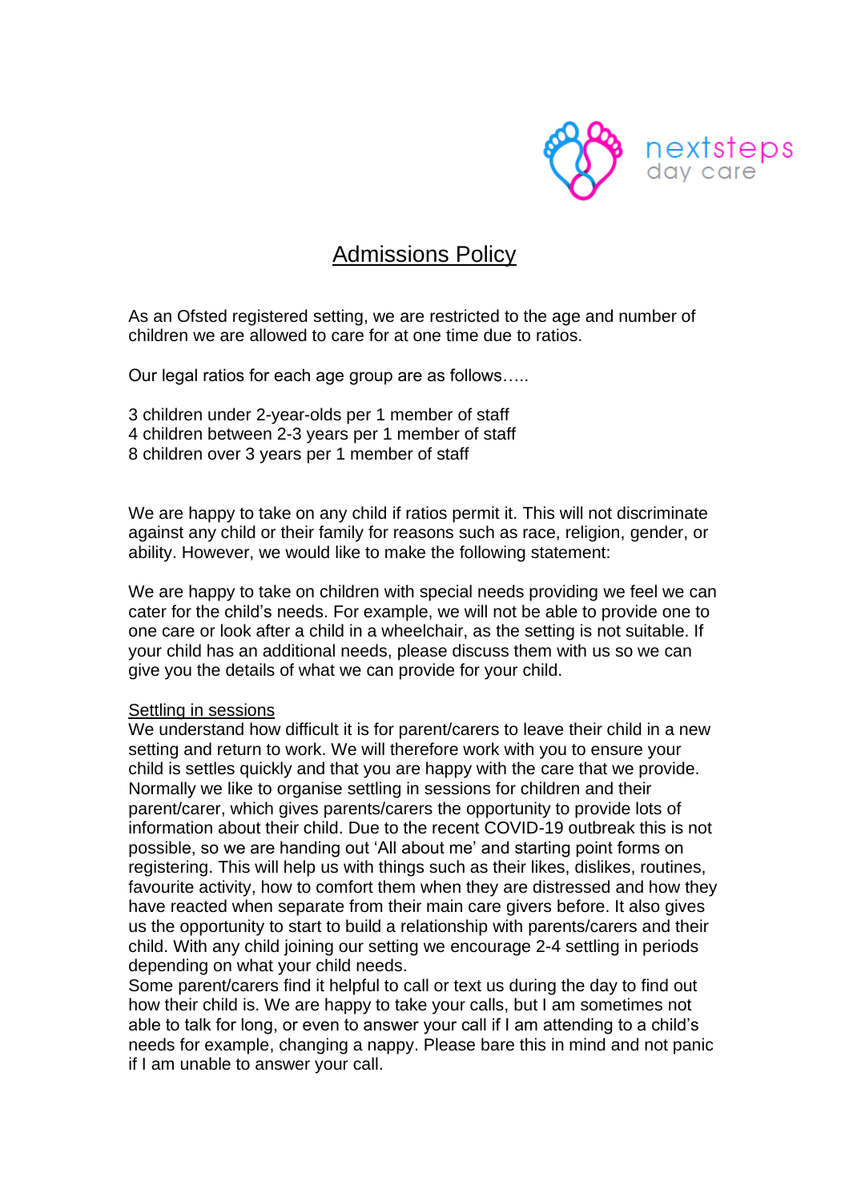nextsteps
day care

# Admissions Policy

As an Ofsted registered setting, we are restricted to the age and number of children we are allowed to care for at one time due to ratios.

Our legal ratios for each age group are as follows…..

3 children under 2-year-olds per 1 member of staff
4 children between 2-3 years per 1 member of staff
8 children over 3 years per 1 member of staff

We are happy to take on any child if ratios permit it. This will not discriminate against any child or their family for reasons such as race, religion, gender, or ability. However, we would like to make the following statement:

We are happy to take on children with special needs providing we feel we can cater for the child's needs. For example, we will not be able to provide one to one care or look after a child in a wheelchair, as the setting is not suitable. If your child has an additional needs, please discuss them with us so we can give you the details of what we can provide for your child.

## Settling in sessions

We understand how difficult it is for parent/carers to leave their child in a new setting and return to work. We will therefore work with you to ensure your child is settles quickly and that you are happy with the care that we provide. Normally we like to organise settling in sessions for children and their parent/carer, which gives parents/carers the opportunity to provide lots of information about their child. Due to the recent COVID-19 outbreak this is not possible, so we are handing out 'All about me' and starting point forms on registering. This will help us with things such as their likes, dislikes, routines, favourite activity, how to comfort them when they are distressed and how they have reacted when separate from their main care givers before. It also gives us the opportunity to start to build a relationship with parents/carers and their child. With any child joining our setting we encourage 2-4 settling in periods depending on what your child needs.
Some parent/carers find it helpful to call or text us during the day to find out how their child is. We are happy to take your calls, but I am sometimes not able to talk for long, or even to answer your call if I am attending to a child's needs for example, changing a nappy. Please bare this in mind and not panic if I am unable to answer your call.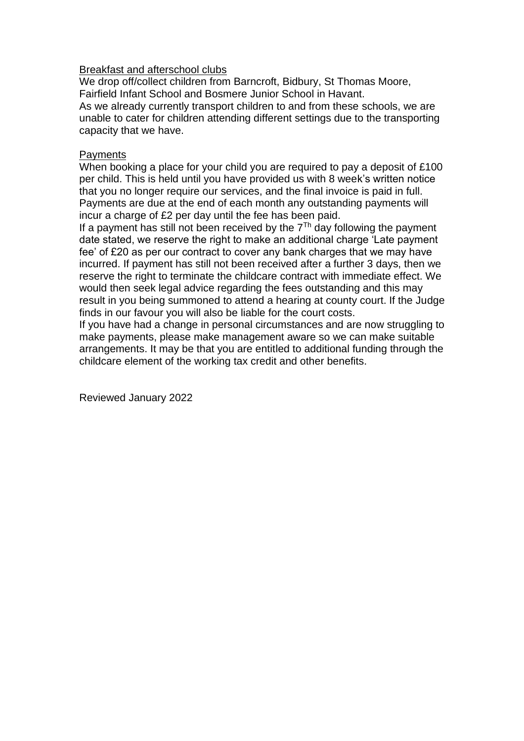## Breakfast and afterschool clubs

We drop off/collect children from Barncroft, Bidbury, St Thomas Moore, Fairfield Infant School and Bosmere Junior School in Havant.
As we already currently transport children to and from these schools, we are unable to cater for children attending different settings due to the transporting capacity that we have.

## Payments

When booking a place for your child you are required to pay a deposit of £100 per child. This is held until you have provided us with 8 week's written notice that you no longer require our services, and the final invoice is paid in full.
Payments are due at the end of each month any outstanding payments will incur a charge of £2 per day until the fee has been paid.
If a payment has still not been received by the 7[Th] day following the payment date stated, we reserve the right to make an additional charge 'Late payment fee' of £20 as per our contract to cover any bank charges that we may have incurred. If payment has still not been received after a further 3 days, then we reserve the right to terminate the childcare contract with immediate effect. We would then seek legal advice regarding the fees outstanding and this may result in you being summoned to attend a hearing at county court. If the Judge finds in our favour you will also be liable for the court costs.
If you have had a change in personal circumstances and are now struggling to make payments, please make management aware so we can make suitable arrangements. It may be that you are entitled to additional funding through the childcare element of the working tax credit and other benefits.

Reviewed January 2022